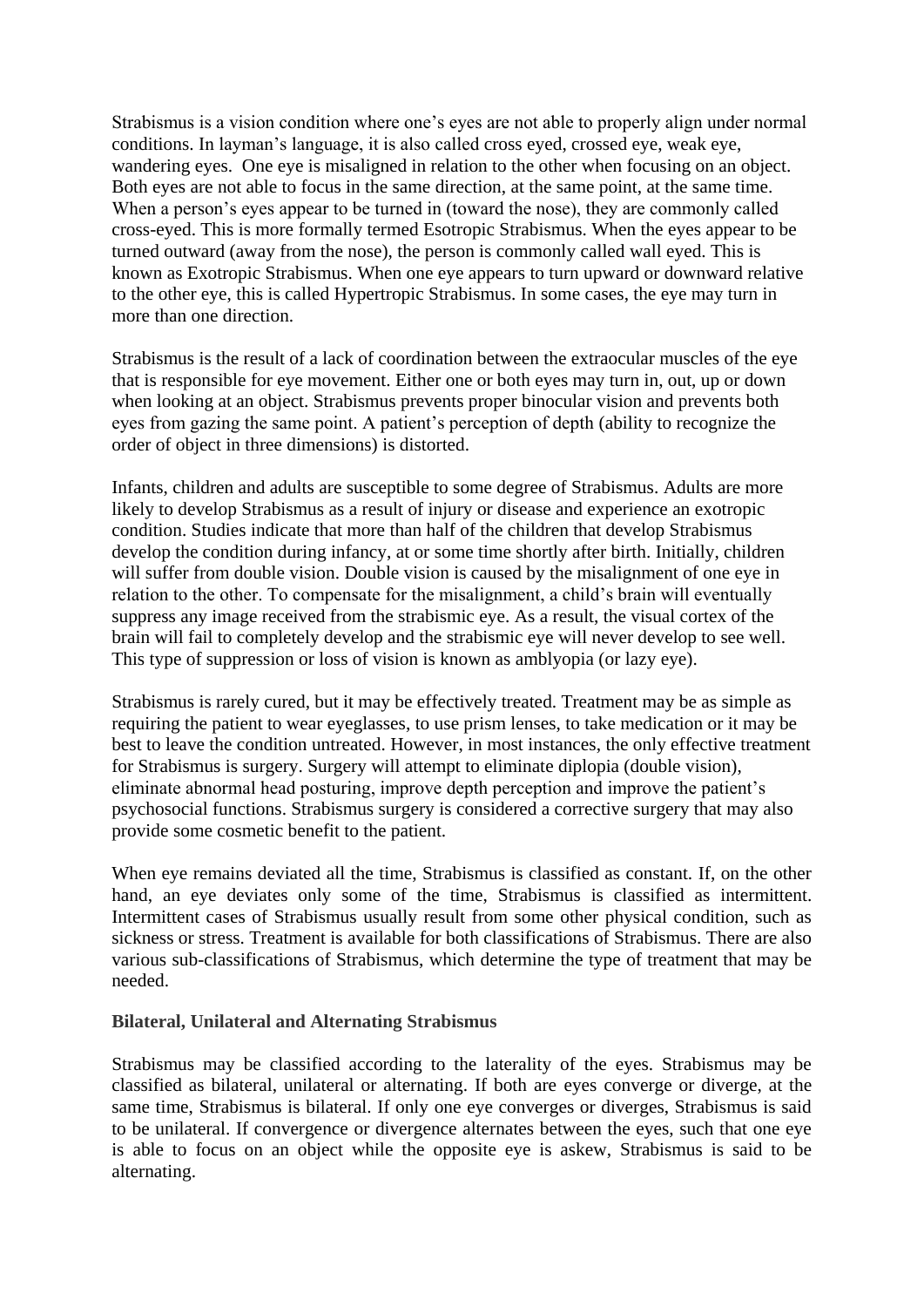Strabismus is a vision condition where one's eyes are not able to properly align under normal conditions. In layman's language, it is also called cross eyed, crossed eye, weak eye, wandering eyes.  One eye is misaligned in relation to the other when focusing on an object. Both eyes are not able to focus in the same direction, at the same point, at the same time. When a person's eyes appear to be turned in (toward the nose), they are commonly called cross-eyed. This is more formally termed Esotropic Strabismus. When the eyes appear to be turned outward (away from the nose), the person is commonly called wall eyed. This is known as Exotropic Strabismus. When one eye appears to turn upward or downward relative to the other eye, this is called Hypertropic Strabismus. In some cases, the eye may turn in more than one direction.

Strabismus is the result of a lack of coordination between the extraocular muscles of the eye that is responsible for eye movement. Either one or both eyes may turn in, out, up or down when looking at an object. Strabismus prevents proper binocular vision and prevents both eyes from gazing the same point. A patient's perception of depth (ability to recognize the order of object in three dimensions) is distorted.

Infants, children and adults are susceptible to some degree of Strabismus. Adults are more likely to develop Strabismus as a result of injury or disease and experience an exotropic condition. Studies indicate that more than half of the children that develop Strabismus develop the condition during infancy, at or some time shortly after birth. Initially, children will suffer from double vision. Double vision is caused by the misalignment of one eye in relation to the other. To compensate for the misalignment, a child's brain will eventually suppress any image received from the strabismic eye. As a result, the visual cortex of the brain will fail to completely develop and the strabismic eye will never develop to see well. This type of suppression or loss of vision is known as amblyopia (or lazy eye).

Strabismus is rarely cured, but it may be effectively treated. Treatment may be as simple as requiring the patient to wear eyeglasses, to use prism lenses, to take medication or it may be best to leave the condition untreated. However, in most instances, the only effective treatment for Strabismus is surgery. Surgery will attempt to eliminate diplopia (double vision), eliminate abnormal head posturing, improve depth perception and improve the patient's psychosocial functions. Strabismus surgery is considered a corrective surgery that may also provide some cosmetic benefit to the patient.

When eye remains deviated all the time, Strabismus is classified as constant. If, on the other hand, an eye deviates only some of the time, Strabismus is classified as intermittent. Intermittent cases of Strabismus usually result from some other physical condition, such as sickness or stress. Treatment is available for both classifications of Strabismus. There are also various sub-classifications of Strabismus, which determine the type of treatment that may be needed.

**Bilateral, Unilateral and Alternating Strabismus**

Strabismus may be classified according to the laterality of the eyes. Strabismus may be classified as bilateral, unilateral or alternating. If both are eyes converge or diverge, at the same time, Strabismus is bilateral. If only one eye converges or diverges, Strabismus is said to be unilateral. If convergence or divergence alternates between the eyes, such that one eye is able to focus on an object while the opposite eye is askew, Strabismus is said to be alternating.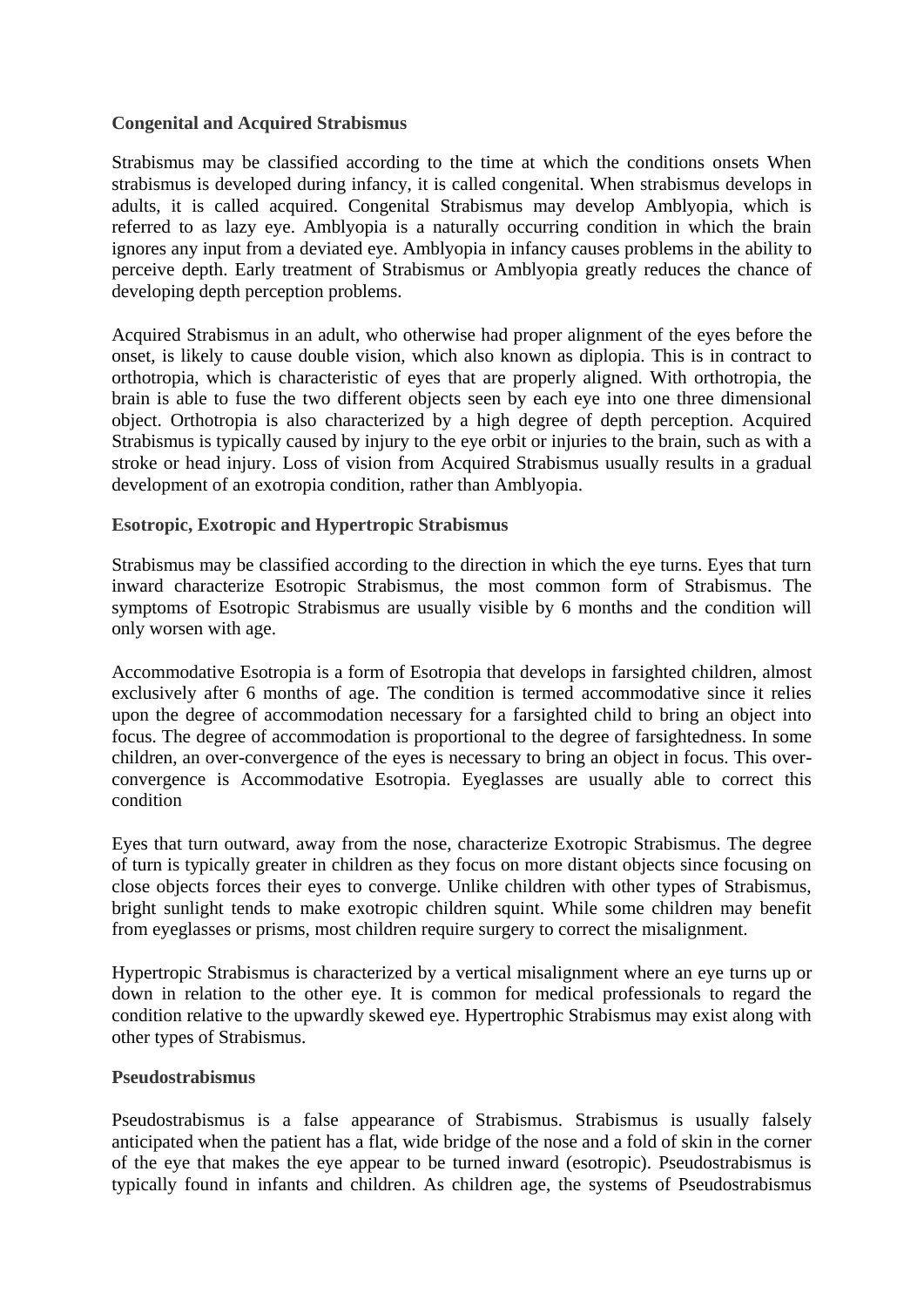**Congenital and Acquired Strabismus**

Strabismus may be classified according to the time at which the conditions onsets When strabismus is developed during infancy, it is called congenital. When strabismus develops in adults, it is called acquired. Congenital Strabismus may develop Amblyopia, which is referred to as lazy eye. Amblyopia is a naturally occurring condition in which the brain ignores any input from a deviated eye. Amblyopia in infancy causes problems in the ability to perceive depth. Early treatment of Strabismus or Amblyopia greatly reduces the chance of developing depth perception problems.

Acquired Strabismus in an adult, who otherwise had proper alignment of the eyes before the onset, is likely to cause double vision, which also known as diplopia. This is in contract to orthotropia, which is characteristic of eyes that are properly aligned. With orthotropia, the brain is able to fuse the two different objects seen by each eye into one three dimensional object. Orthotropia is also characterized by a high degree of depth perception. Acquired Strabismus is typically caused by injury to the eye orbit or injuries to the brain, such as with a stroke or head injury. Loss of vision from Acquired Strabismus usually results in a gradual development of an exotropia condition, rather than Amblyopia.

**Esotropic, Exotropic and Hypertropic Strabismus**

Strabismus may be classified according to the direction in which the eye turns. Eyes that turn inward characterize Esotropic Strabismus, the most common form of Strabismus. The symptoms of Esotropic Strabismus are usually visible by 6 months and the condition will only worsen with age.

Accommodative Esotropia is a form of Esotropia that develops in farsighted children, almost exclusively after 6 months of age. The condition is termed accommodative since it relies upon the degree of accommodation necessary for a farsighted child to bring an object into focus. The degree of accommodation is proportional to the degree of farsightedness. In some children, an over-convergence of the eyes is necessary to bring an object in focus. This over-convergence is Accommodative Esotropia. Eyeglasses are usually able to correct this condition

Eyes that turn outward, away from the nose, characterize Exotropic Strabismus. The degree of turn is typically greater in children as they focus on more distant objects since focusing on close objects forces their eyes to converge. Unlike children with other types of Strabismus, bright sunlight tends to make exotropic children squint. While some children may benefit from eyeglasses or prisms, most children require surgery to correct the misalignment.

Hypertropic Strabismus is characterized by a vertical misalignment where an eye turns up or down in relation to the other eye. It is common for medical professionals to regard the condition relative to the upwardly skewed eye. Hypertrophic Strabismus may exist along with other types of Strabismus.

**Pseudostrabismus**

Pseudostrabismus is a false appearance of Strabismus. Strabismus is usually falsely anticipated when the patient has a flat, wide bridge of the nose and a fold of skin in the corner of the eye that makes the eye appear to be turned inward (esotropic). Pseudostrabismus is typically found in infants and children. As children age, the systems of Pseudostrabismus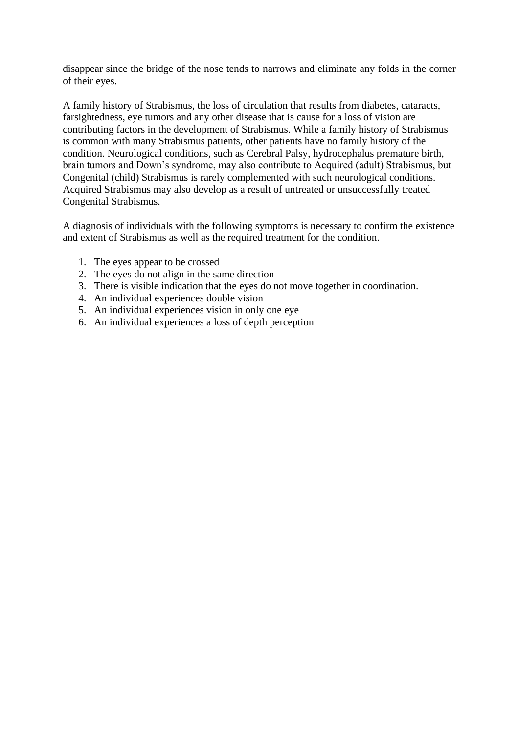disappear since the bridge of the nose tends to narrows and eliminate any folds in the corner of their eyes.

A family history of Strabismus, the loss of circulation that results from diabetes, cataracts, farsightedness, eye tumors and any other disease that is cause for a loss of vision are contributing factors in the development of Strabismus. While a family history of Strabismus is common with many Strabismus patients, other patients have no family history of the condition. Neurological conditions, such as Cerebral Palsy, hydrocephalus premature birth, brain tumors and Down's syndrome, may also contribute to Acquired (adult) Strabismus, but Congenital (child) Strabismus is rarely complemented with such neurological conditions. Acquired Strabismus may also develop as a result of untreated or unsuccessfully treated Congenital Strabismus.

A diagnosis of individuals with the following symptoms is necessary to confirm the existence and extent of Strabismus as well as the required treatment for the condition.

1. The eyes appear to be crossed
2. The eyes do not align in the same direction
3. There is visible indication that the eyes do not move together in coordination.
4. An individual experiences double vision
5. An individual experiences vision in only one eye
6. An individual experiences a loss of depth perception